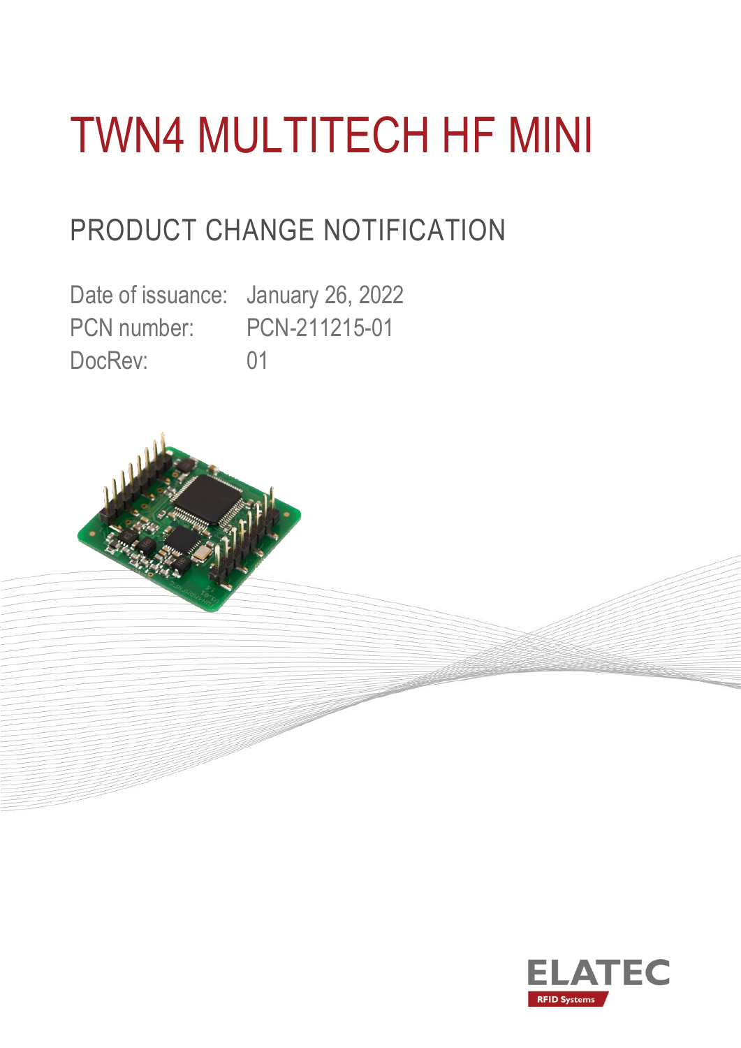# TWN4 MULTITECH HF MINI

## PRODUCT CHANGE NOTIFICATION

Date of issuance: January 26, 2022
PCN number: PCN-211215-01
DocRev: 01

ELATEC
RFID Systems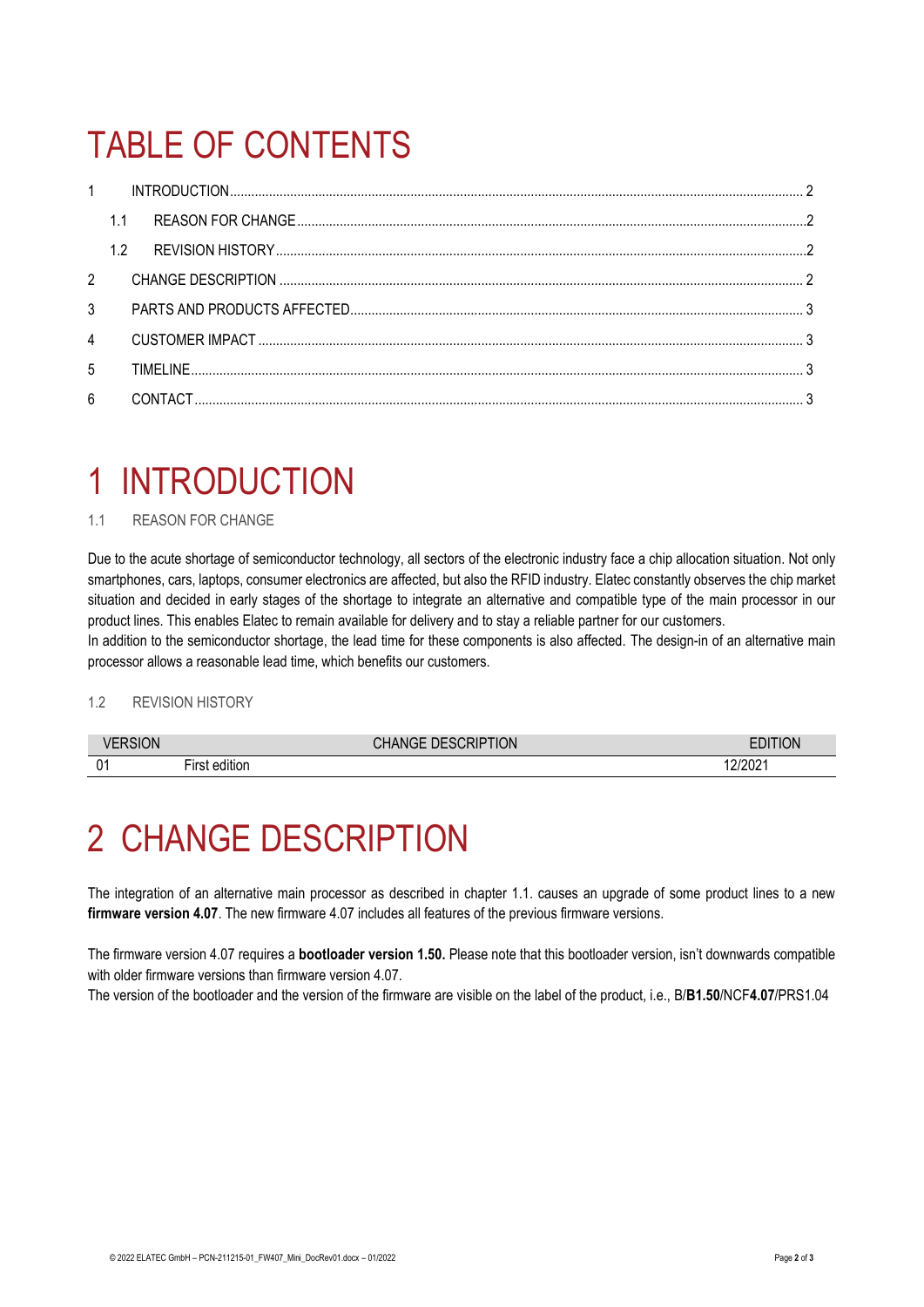# TABLE OF CONTENTS

1 INTRODUCTION ... 2

1.1 REASON FOR CHANGE ... 2

1.2 REVISION HISTORY ... 2

2 CHANGE DESCRIPTION ... 2

3 PARTS AND PRODUCTS AFFECTED ... 3

4 CUSTOMER IMPACT ... 3

5 TIMELINE ... 3

6 CONTACT ... 3

# 1 INTRODUCTION

## 1.1 REASON FOR CHANGE

Due to the acute shortage of semiconductor technology, all sectors of the electronic industry face a chip allocation situation. Not only smartphones, cars, laptops, consumer electronics are affected, but also the RFID industry. Elatec constantly observes the chip market situation and decided in early stages of the shortage to integrate an alternative and compatible type of the main processor in our product lines. This enables Elatec to remain available for delivery and to stay a reliable partner for our customers.
In addition to the semiconductor shortage, the lead time for these components is also affected. The design-in of an alternative main processor allows a reasonable lead time, which benefits our customers.

## 1.2 REVISION HISTORY

| VERSION | CHANGE DESCRIPTION | EDITION |
|---|---|---|
| 01 | First edition | 12/2021 |

# 2 CHANGE DESCRIPTION

The integration of an alternative main processor as described in chapter 1.1. causes an upgrade of some product lines to a new **firmware version 4.07**. The new firmware 4.07 includes all features of the previous firmware versions.

The firmware version 4.07 requires a **bootloader version 1.50.** Please note that this bootloader version, isn't downwards compatible with older firmware versions than firmware version 4.07.
The version of the bootloader and the version of the firmware are visible on the label of the product, i.e., B/**B1.50**/NCF**4.07**/PRS1.04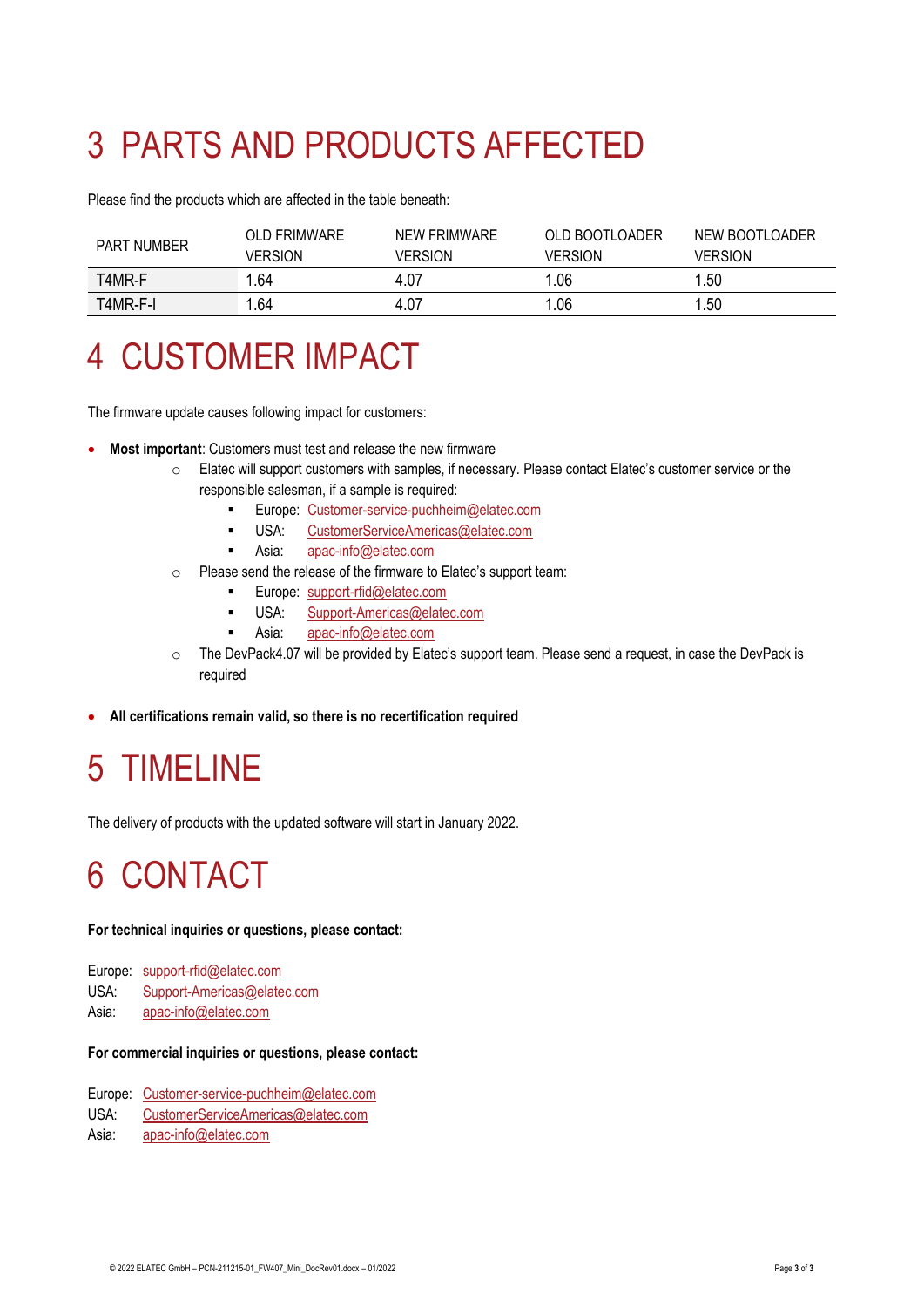# 3 PARTS AND PRODUCTS AFFECTED

Please find the products which are affected in the table beneath:

| PART NUMBER | OLD FRIMWARE VERSION | NEW FRIMWARE VERSION | OLD BOOTLOADER VERSION | NEW BOOTLOADER VERSION |
|---|---|---|---|---|
| T4MR-F | 1.64 | 4.07 | 1.06 | 1.50 |
| T4MR-F-I | 1.64 | 4.07 | 1.06 | 1.50 |

# 4 CUSTOMER IMPACT

The firmware update causes following impact for customers:

- **Most important**: Customers must test and release the new firmware
  - Elatec will support customers with samples, if necessary. Please contact Elatec's customer service or the responsible salesman, if a sample is required:
    - Europe: Customer-service-puchheim@elatec.com
    - USA: CustomerServiceAmericas@elatec.com
    - Asia: apac-info@elatec.com
  - Please send the release of the firmware to Elatec's support team:
    - Europe: support-rfid@elatec.com
    - USA: Support-Americas@elatec.com
    - Asia: apac-info@elatec.com
  - The DevPack4.07 will be provided by Elatec's support team. Please send a request, in case the DevPack is required
- **All certifications remain valid, so there is no recertification required**

# 5 TIMELINE

The delivery of products with the updated software will start in January 2022.

# 6 CONTACT

**For technical inquiries or questions, please contact:**

Europe: support-rfid@elatec.com
USA: Support-Americas@elatec.com
Asia: apac-info@elatec.com

**For commercial inquiries or questions, please contact:**

Europe: Customer-service-puchheim@elatec.com
USA: CustomerServiceAmericas@elatec.com
Asia: apac-info@elatec.com